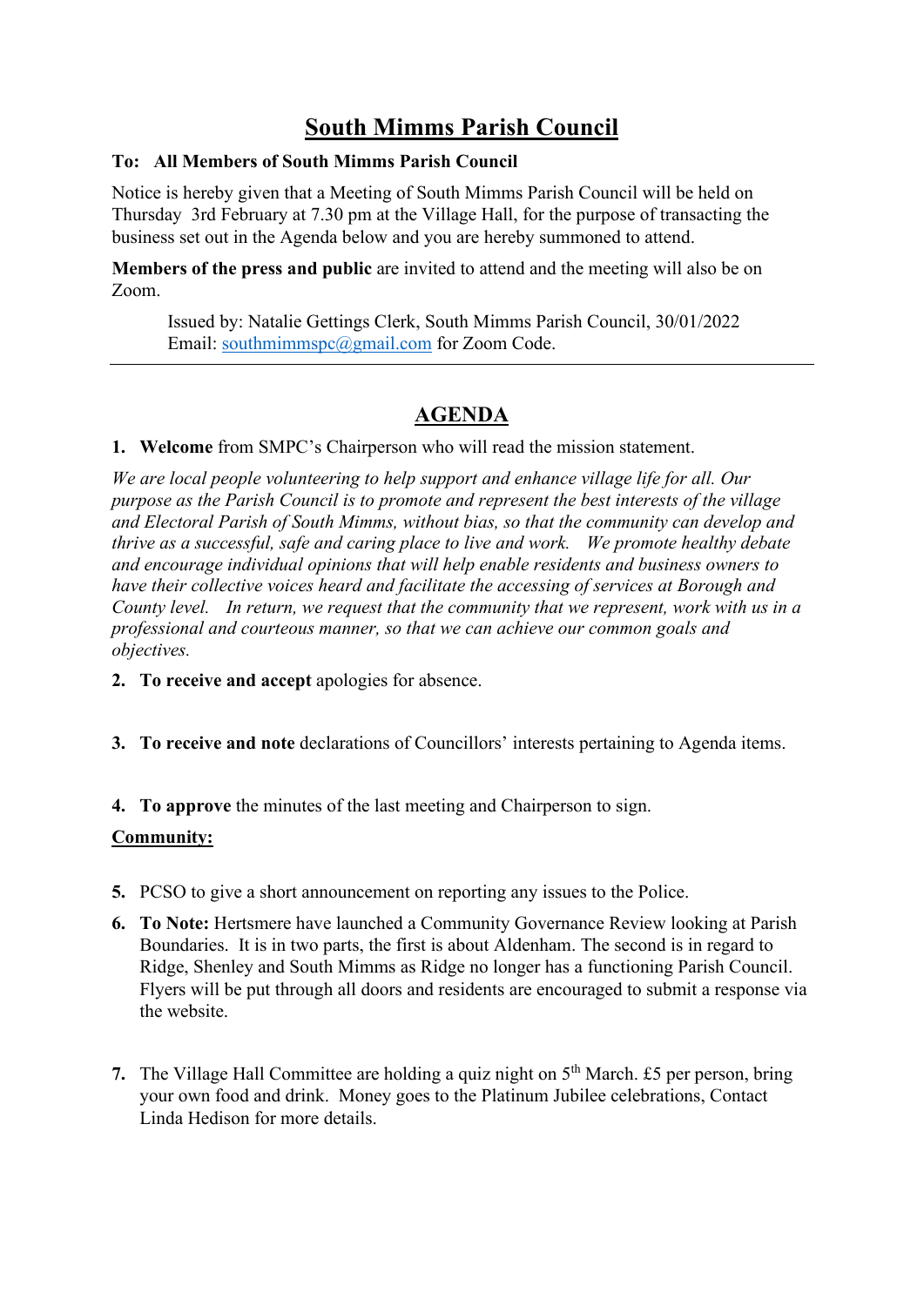# South Mimms Parish Council

**To: All Members of South Mimms Parish Council**

Notice is hereby given that a Meeting of South Mimms Parish Council will be held on Thursday 3rd February at 7.30 pm at the Village Hall, for the purpose of transacting the business set out in the Agenda below and you are hereby summoned to attend.

**Members of the press and public** are invited to attend and the meeting will also be on Zoom.

Issued by: Natalie Gettings Clerk, South Mimms Parish Council, 30/01/2022
Email: southmimmspc@gmail.com for Zoom Code.

---

## AGENDA

1. **Welcome** from SMPC's Chairperson who will read the mission statement.

*We are local people volunteering to help support and enhance village life for all. Our purpose as the Parish Council is to promote and represent the best interests of the village and Electoral Parish of South Mimms, without bias, so that the community can develop and thrive as a successful, safe and caring place to live and work. We promote healthy debate and encourage individual opinions that will help enable residents and business owners to have their collective voices heard and facilitate the accessing of services at Borough and County level. In return, we request that the community that we represent, work with us in a professional and courteous manner, so that we can achieve our common goals and objectives.*

2. **To receive and accept** apologies for absence.

3. **To receive and note** declarations of Councillors' interests pertaining to Agenda items.

4. **To approve** the minutes of the last meeting and Chairperson to sign.

**Community:**

5. PCSO to give a short announcement on reporting any issues to the Police.

6. **To Note:** Hertsmere have launched a Community Governance Review looking at Parish Boundaries. It is in two parts, the first is about Aldenham. The second is in regard to Ridge, Shenley and South Mimms as Ridge no longer has a functioning Parish Council. Flyers will be put through all doors and residents are encouraged to submit a response via the website.

7. The Village Hall Committee are holding a quiz night on 5th March. £5 per person, bring your own food and drink. Money goes to the Platinum Jubilee celebrations, Contact Linda Hedison for more details.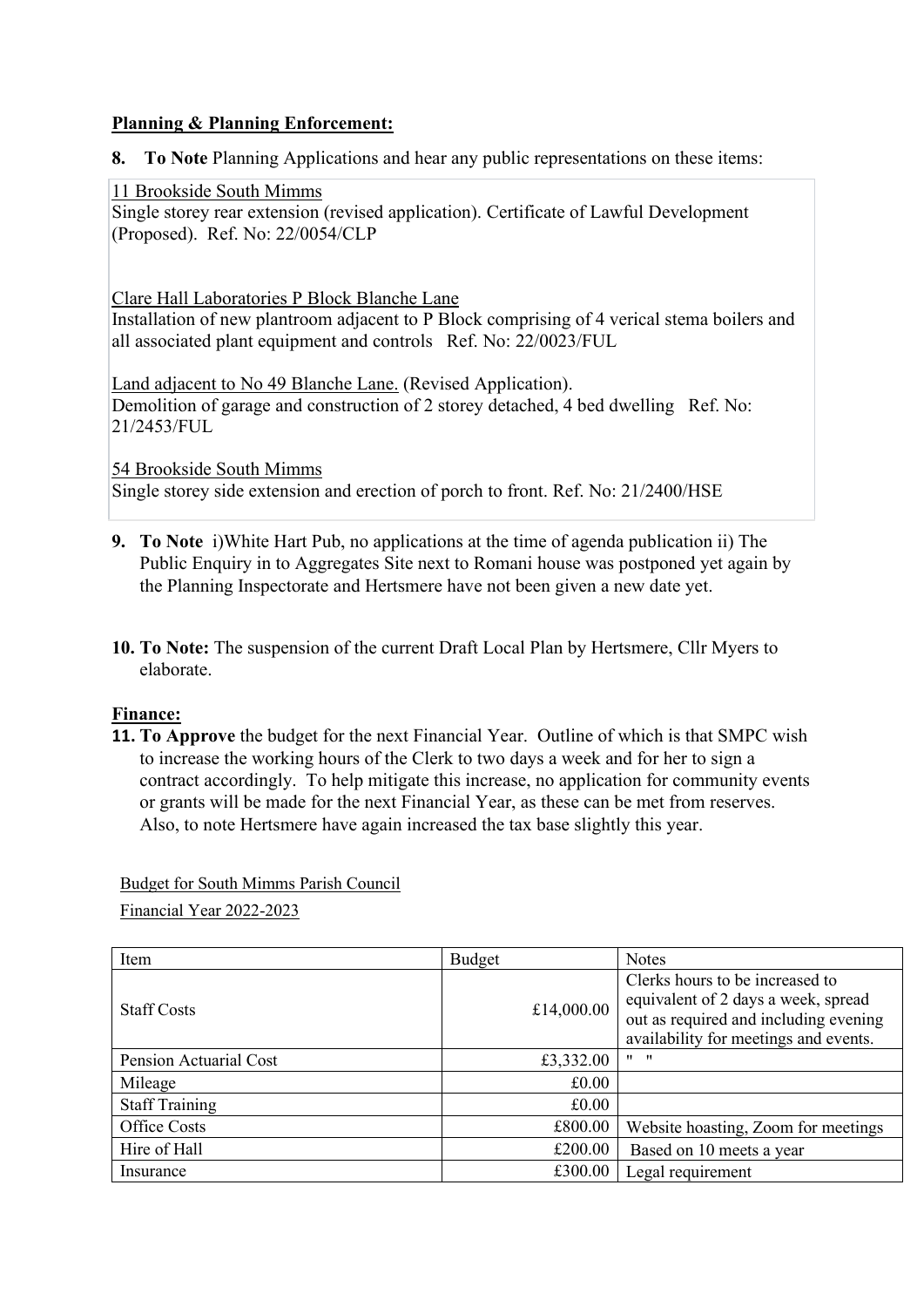**Planning & Planning Enforcement:**

**8. To Note** Planning Applications and hear any public representations on these items:

11 Brookside South Mimms
Single storey rear extension (revised application). Certificate of Lawful Development (Proposed). Ref. No: 22/0054/CLP

Clare Hall Laboratories P Block Blanche Lane
Installation of new plantroom adjacent to P Block comprising of 4 verical stema boilers and all associated plant equipment and controls Ref. No: 22/0023/FUL

Land adjacent to No 49 Blanche Lane. (Revised Application).
Demolition of garage and construction of 2 storey detached, 4 bed dwelling Ref. No: 21/2453/FUL

54 Brookside South Mimms
Single storey side extension and erection of porch to front. Ref. No: 21/2400/HSE

**9. To Note** i)White Hart Pub, no applications at the time of agenda publication ii) The Public Enquiry in to Aggregates Site next to Romani house was postponed yet again by the Planning Inspectorate and Hertsmere have not been given a new date yet.

**10. To Note:** The suspension of the current Draft Local Plan by Hertsmere, Cllr Myers to elaborate.

**Finance:**

**11. To Approve** the budget for the next Financial Year. Outline of which is that SMPC wish to increase the working hours of the Clerk to two days a week and for her to sign a contract accordingly. To help mitigate this increase, no application for community events or grants will be made for the next Financial Year, as these can be met from reserves. Also, to note Hertsmere have again increased the tax base slightly this year.

Budget for South Mimms Parish Council

Financial Year 2022-2023

| Item | Budget | Notes |
|---|---|---|
| Staff Costs | £14,000.00 | Clerks hours to be increased to equivalent of 2 days a week, spread out as required and including evening availability for meetings and events. |
| Pension Actuarial Cost | £3,332.00 | " " |
| Mileage | £0.00 | |
| Staff Training | £0.00 | |
| Office Costs | £800.00 | Website hoasting, Zoom for meetings |
| Hire of Hall | £200.00 | Based on 10 meets a year |
| Insurance | £300.00 | Legal requirement |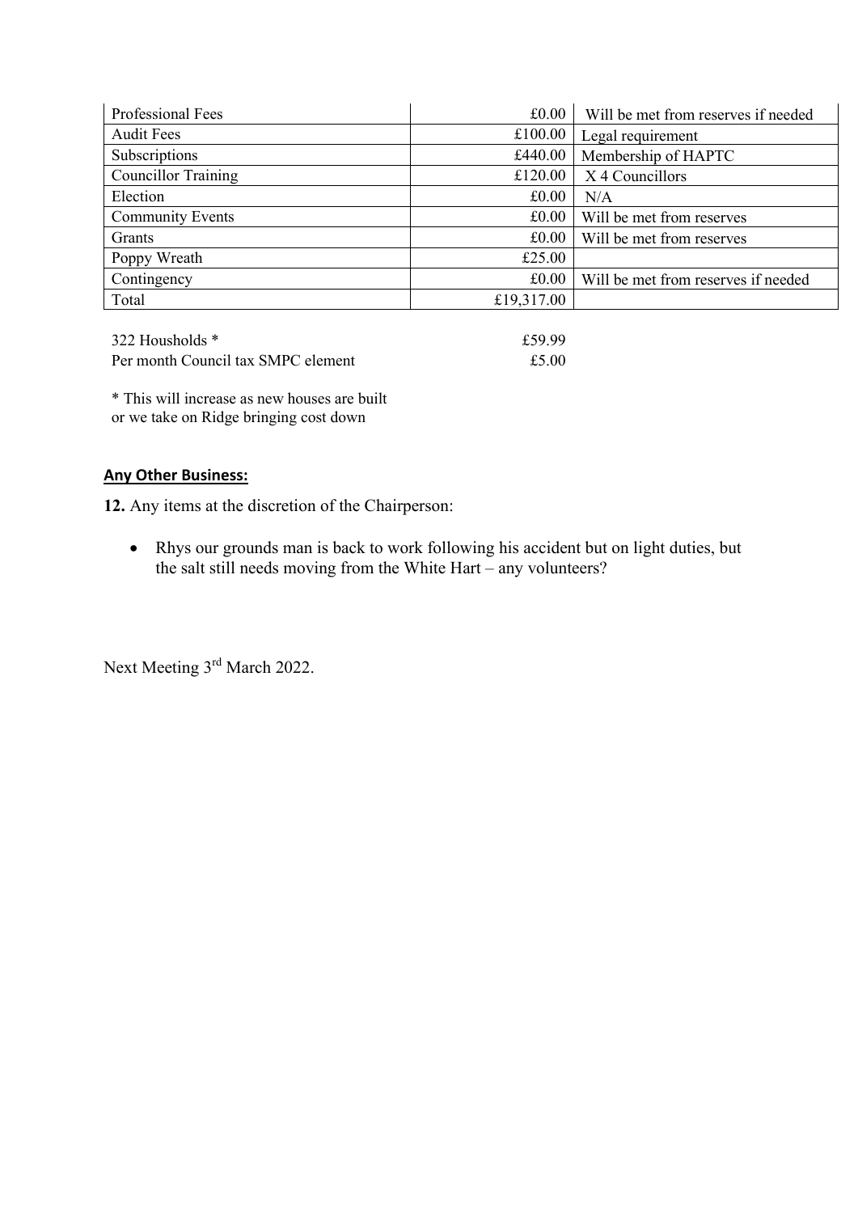| | | |
|---|---|---|
| Professional Fees | £0.00 | Will be met from reserves if needed |
| Audit Fees | £100.00 | Legal requirement |
| Subscriptions | £440.00 | Membership of HAPTC |
| Councillor Training | £120.00 | X 4 Councillors |
| Election | £0.00 | N/A |
| Community Events | £0.00 | Will be met from reserves |
| Grants | £0.00 | Will be met from reserves |
| Poppy Wreath | £25.00 | |
| Contingency | £0.00 | Will be met from reserves if needed |
| Total | £19,317.00 | |

| | |
|---|---|
| 322 Housholds * | £59.99 |
| Per month Council tax SMPC element | £5.00 |

* This will increase as new houses are built or we take on Ridge bringing cost down

**Any Other Business:**

**12.** Any items at the discretion of the Chairperson:

- Rhys our grounds man is back to work following his accident but on light duties, but the salt still needs moving from the White Hart – any volunteers?

Next Meeting 3rd March 2022.